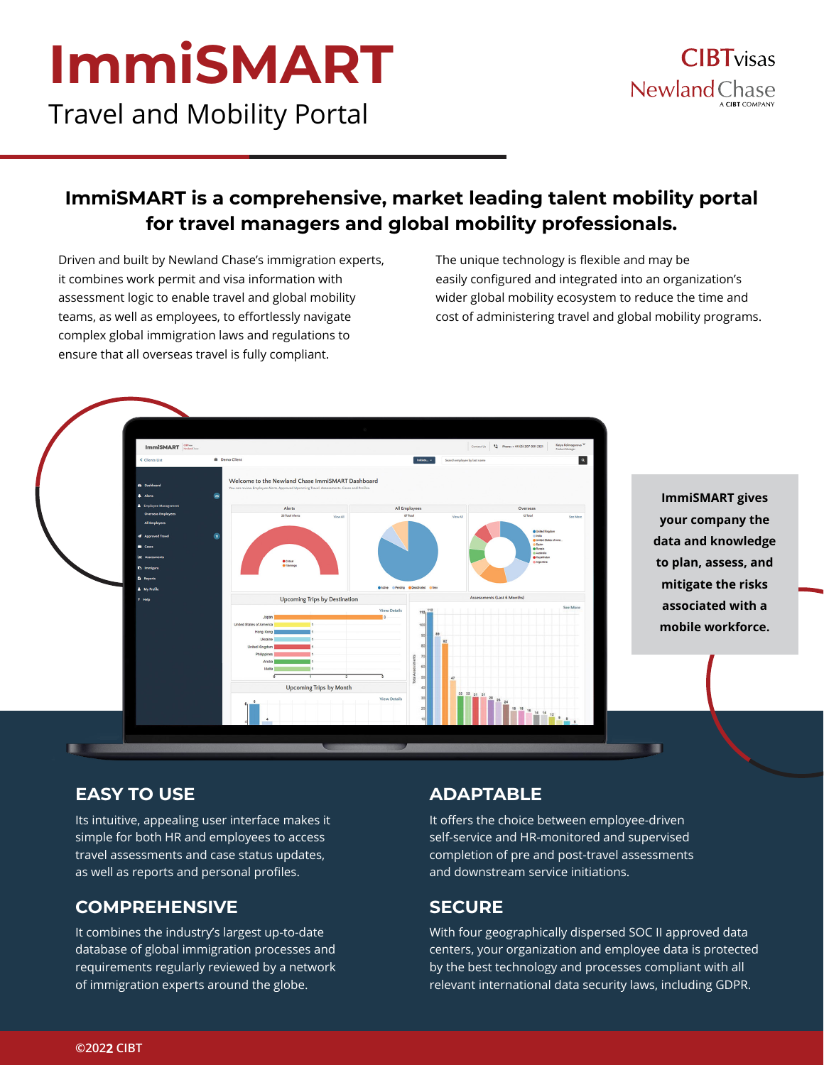# ImmiSMART

## Travel and Mobility Portal

CIBTvisas
Newland Chase
A CIBT COMPANY

## ImmiSMART is a comprehensive, market leading talent mobility portal for travel managers and global mobility professionals.

Driven and built by Newland Chase's immigration experts, it combines work permit and visa information with assessment logic to enable travel and global mobility teams, as well as employees, to effortlessly navigate complex global immigration laws and regulations to ensure that all overseas travel is fully compliant.

The unique technology is flexible and may be easily configured and integrated into an organization's wider global mobility ecosystem to reduce the time and cost of administering travel and global mobility programs.

**ImmiSMART gives your company the data and knowledge to plan, assess, and mitigate the risks associated with a mobile workforce.**

### EASY TO USE

Its intuitive, appealing user interface makes it simple for both HR and employees to access travel assessments and case status updates, as well as reports and personal profiles.

### ADAPTABLE

It offers the choice between employee-driven self-service and HR-monitored and supervised completion of pre and post-travel assessments and downstream service initiations.

### COMPREHENSIVE

It combines the industry's largest up-to-date database of global immigration processes and requirements regularly reviewed by a network of immigration experts around the globe.

### SECURE

With four geographically dispersed SOC II approved data centers, your organization and employee data is protected by the best technology and processes compliant with all relevant international data security laws, including GDPR.

©2022 CIBT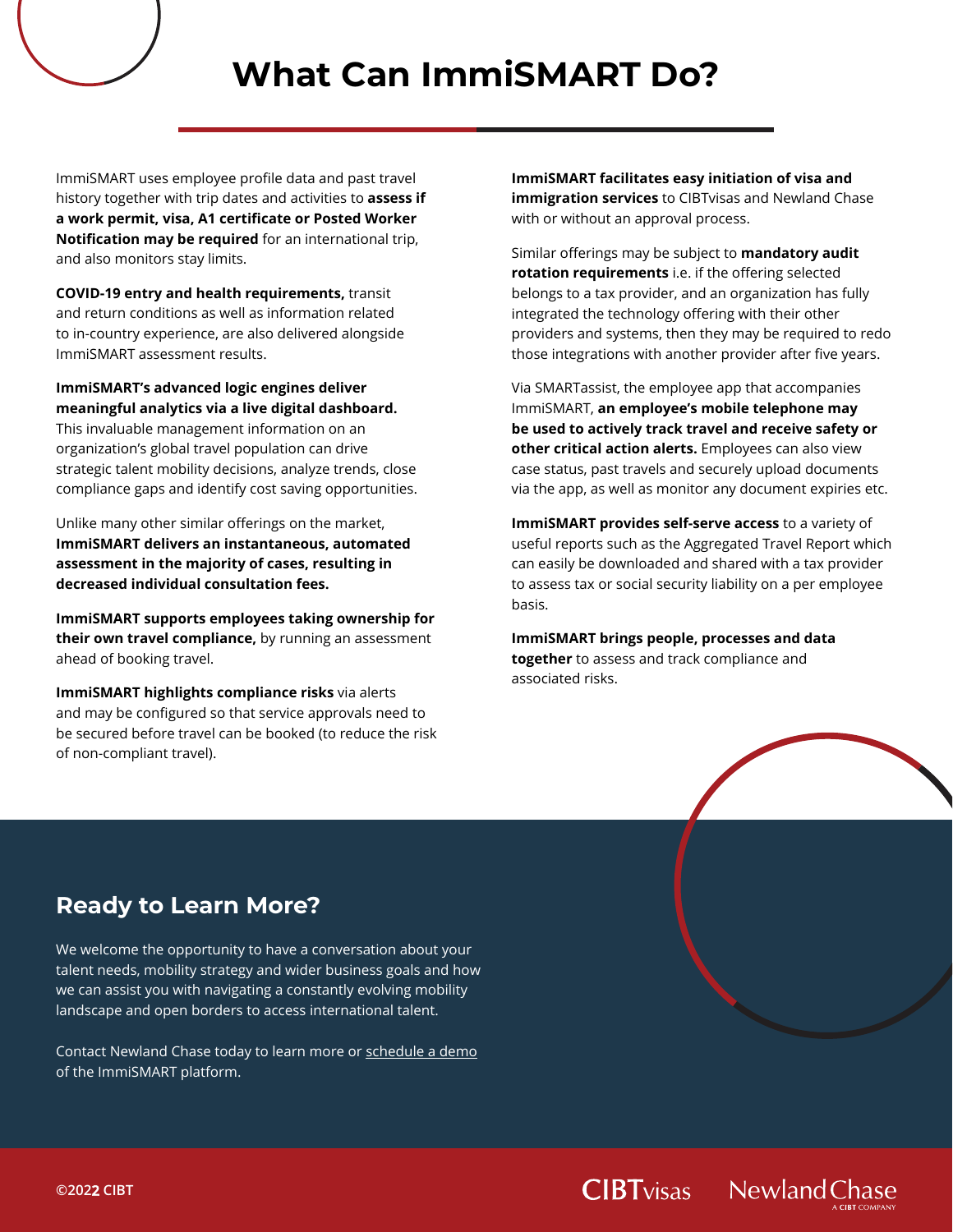# What Can ImmiSMART Do?

ImmiSMART uses employee profile data and past travel history together with trip dates and activities to **assess if a work permit, visa, A1 certificate or Posted Worker Notification may be required** for an international trip, and also monitors stay limits.

**COVID-19 entry and health requirements,** transit and return conditions as well as information related to in-country experience, are also delivered alongside ImmiSMART assessment results.

**ImmiSMART's advanced logic engines deliver meaningful analytics via a live digital dashboard.** This invaluable management information on an organization's global travel population can drive strategic talent mobility decisions, analyze trends, close compliance gaps and identify cost saving opportunities.

Unlike many other similar offerings on the market, **ImmiSMART delivers an instantaneous, automated assessment in the majority of cases, resulting in decreased individual consultation fees.**

**ImmiSMART supports employees taking ownership for their own travel compliance,** by running an assessment ahead of booking travel.

**ImmiSMART highlights compliance risks** via alerts and may be configured so that service approvals need to be secured before travel can be booked (to reduce the risk of non-compliant travel).

**ImmiSMART facilitates easy initiation of visa and immigration services** to CIBTvisas and Newland Chase with or without an approval process.

Similar offerings may be subject to **mandatory audit rotation requirements** i.e. if the offering selected belongs to a tax provider, and an organization has fully integrated the technology offering with their other providers and systems, then they may be required to redo those integrations with another provider after five years.

Via SMARTassist, the employee app that accompanies ImmiSMART, **an employee's mobile telephone may be used to actively track travel and receive safety or other critical action alerts.** Employees can also view case status, past travels and securely upload documents via the app, as well as monitor any document expiries etc.

**ImmiSMART provides self-serve access** to a variety of useful reports such as the Aggregated Travel Report which can easily be downloaded and shared with a tax provider to assess tax or social security liability on a per employee basis.

**ImmiSMART brings people, processes and data together** to assess and track compliance and associated risks.

## Ready to Learn More?

We welcome the opportunity to have a conversation about your talent needs, mobility strategy and wider business goals and how we can assist you with navigating a constantly evolving mobility landscape and open borders to access international talent.

Contact Newland Chase today to learn more or schedule a demo of the ImmiSMART platform.

©2022 CIBT

CIBTvisas Newland Chase A CIBT COMPANY